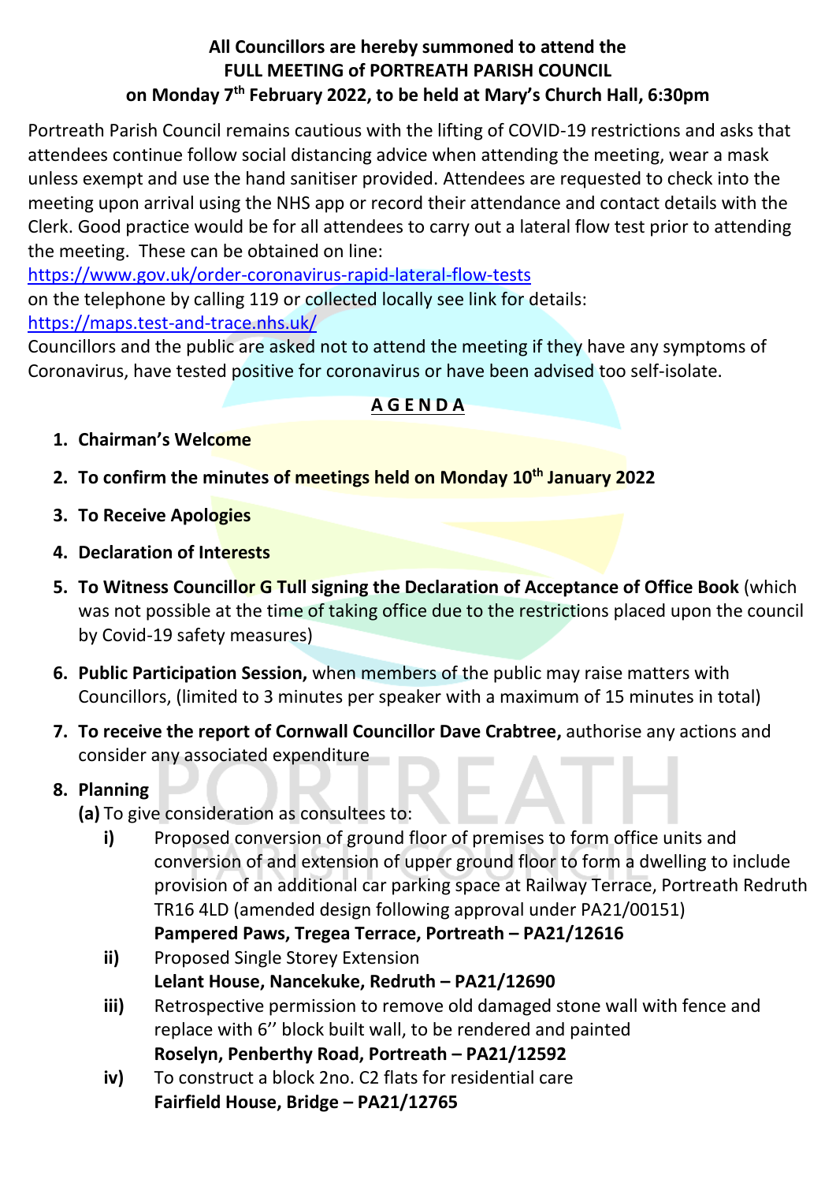**All Councillors are hereby summoned to attend the FULL MEETING of PORTREATH PARISH COUNCIL on Monday 7th February 2022, to be held at Mary's Church Hall, 6:30pm**

Portreath Parish Council remains cautious with the lifting of COVID-19 restrictions and asks that attendees continue follow social distancing advice when attending the meeting, wear a mask unless exempt and use the hand sanitiser provided. Attendees are requested to check into the meeting upon arrival using the NHS app or record their attendance and contact details with the Clerk. Good practice would be for all attendees to carry out a lateral flow test prior to attending the meeting. These can be obtained on line:
https://www.gov.uk/order-coronavirus-rapid-lateral-flow-tests
on the telephone by calling 119 or collected locally see link for details:
https://maps.test-and-trace.nhs.uk/
Councillors and the public are asked not to attend the meeting if they have any symptoms of Coronavirus, have tested positive for coronavirus or have been advised too self-isolate.

## AGENDA

1. **Chairman's Welcome**
2. **To confirm the minutes of meetings held on Monday 10th January 2022**
3. **To Receive Apologies**
4. **Declaration of Interests**
5. **To Witness Councillor G Tull signing the Declaration of Acceptance of Office Book** (which was not possible at the time of taking office due to the restrictions placed upon the council by Covid-19 safety measures)
6. **Public Participation Session,** when members of the public may raise matters with Councillors, (limited to 3 minutes per speaker with a maximum of 15 minutes in total)
7. **To receive the report of Cornwall Councillor Dave Crabtree,** authorise any actions and consider any associated expenditure
8. **Planning**

   **(a)** To give consideration as consultees to:

   **i)** Proposed conversion of ground floor of premises to form office units and conversion of and extension of upper ground floor to form a dwelling to include provision of an additional car parking space at Railway Terrace, Portreath Redruth TR16 4LD (amended design following approval under PA21/00151)
   **Pampered Paws, Tregea Terrace, Portreath – PA21/12616**

   **ii)** Proposed Single Storey Extension
   **Lelant House, Nancekuke, Redruth – PA21/12690**

   **iii)** Retrospective permission to remove old damaged stone wall with fence and replace with 6'' block built wall, to be rendered and painted
   **Roselyn, Penberthy Road, Portreath – PA21/12592**

   **iv)** To construct a block 2no. C2 flats for residential care
   **Fairfield House, Bridge – PA21/12765**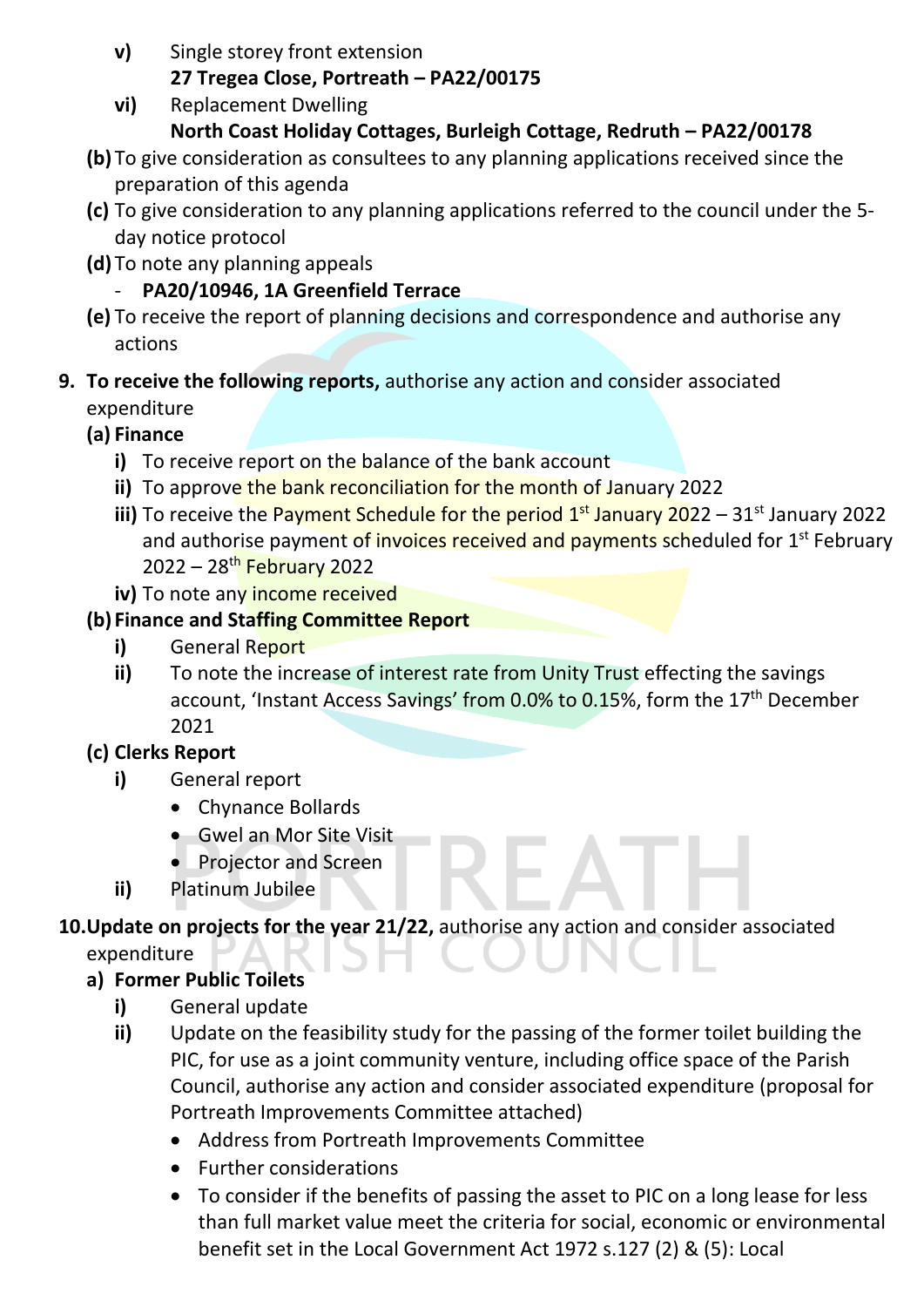- **v)** Single storey front extension
  **27 Tregea Close, Portreath – PA22/00175**
- **vi)** Replacement Dwelling
  **North Coast Holiday Cottages, Burleigh Cottage, Redruth – PA22/00178**

**(b)** To give consideration as consultees to any planning applications received since the preparation of this agenda

**(c)** To give consideration to any planning applications referred to the council under the 5-day notice protocol

**(d)** To note any planning appeals

- **PA20/10946, 1A Greenfield Terrace**

**(e)** To receive the report of planning decisions and correspondence and authorise any actions

**9. To receive the following reports,** authorise any action and consider associated expenditure

**(a) Finance**

- **i)** To receive report on the balance of the bank account
- **ii)** To approve the bank reconciliation for the month of January 2022
- **iii)** To receive the Payment Schedule for the period 1st January 2022 – 31st January 2022 and authorise payment of invoices received and payments scheduled for 1st February 2022 – 28th February 2022
- **iv)** To note any income received

**(b) Finance and Staffing Committee Report**

- **i)** General Report
- **ii)** To note the increase of interest rate from Unity Trust effecting the savings account, 'Instant Access Savings' from 0.0% to 0.15%, form the 17th December 2021

**(c) Clerks Report**

- **i)** General report
  - Chynance Bollards
  - Gwel an Mor Site Visit
  - Projector and Screen
- **ii)** Platinum Jubilee

**10. Update on projects for the year 21/22,** authorise any action and consider associated expenditure

**a) Former Public Toilets**

- **i)** General update
- **ii)** Update on the feasibility study for the passing of the former toilet building the PIC, for use as a joint community venture, including office space of the Parish Council, authorise any action and consider associated expenditure (proposal for Portreath Improvements Committee attached)
  - Address from Portreath Improvements Committee
  - Further considerations
  - To consider if the benefits of passing the asset to PIC on a long lease for less than full market value meet the criteria for social, economic or environmental benefit set in the Local Government Act 1972 s.127 (2) & (5): Local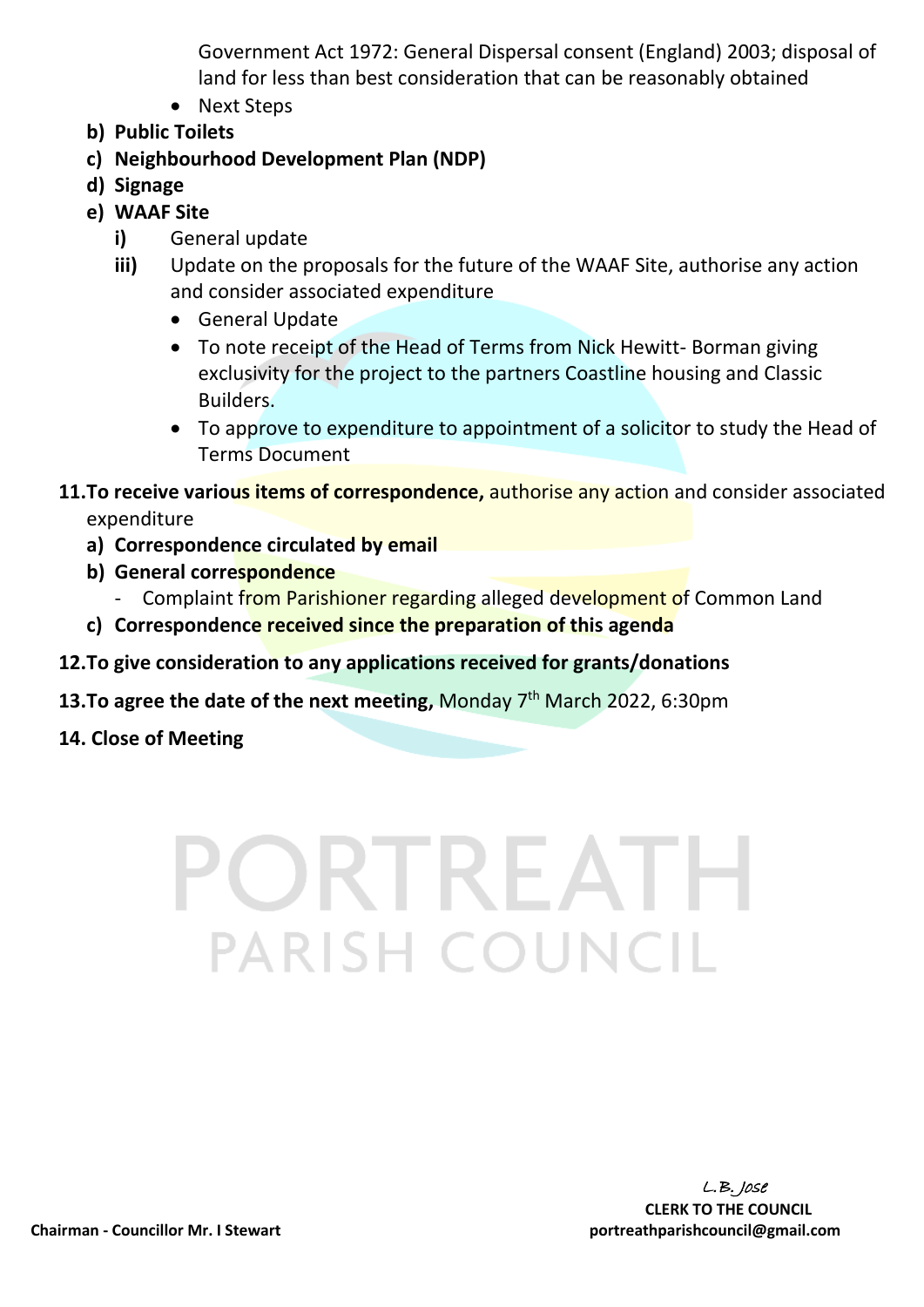Government Act 1972: General Dispersal consent (England) 2003; disposal of land for less than best consideration that can be reasonably obtained

- Next Steps

**b) Public Toilets**

**c) Neighbourhood Development Plan (NDP)**

**d) Signage**

**e) WAAF Site**

**i)** General update

**iii)** Update on the proposals for the future of the WAAF Site, authorise any action and consider associated expenditure

- General Update
- To note receipt of the Head of Terms from Nick Hewitt- Borman giving exclusivity for the project to the partners Coastline housing and Classic Builders.
- To approve to expenditure to appointment of a solicitor to study the Head of Terms Document

**11. To receive various items of correspondence,** authorise any action and consider associated expenditure

**a) Correspondence circulated by email**

**b) General correspondence**

- Complaint from Parishioner regarding alleged development of Common Land

**c) Correspondence received since the preparation of this agenda**

**12. To give consideration to any applications received for grants/donations**

**13. To agree the date of the next meeting,** Monday 7th March 2022, 6:30pm

**14. Close of Meeting**

PORTREATH
PARISH COUNCIL

L.B. Jose
**CLERK TO THE COUNCIL**
**portreathparishcouncil@gmail.com**

**Chairman - Councillor Mr. I Stewart**